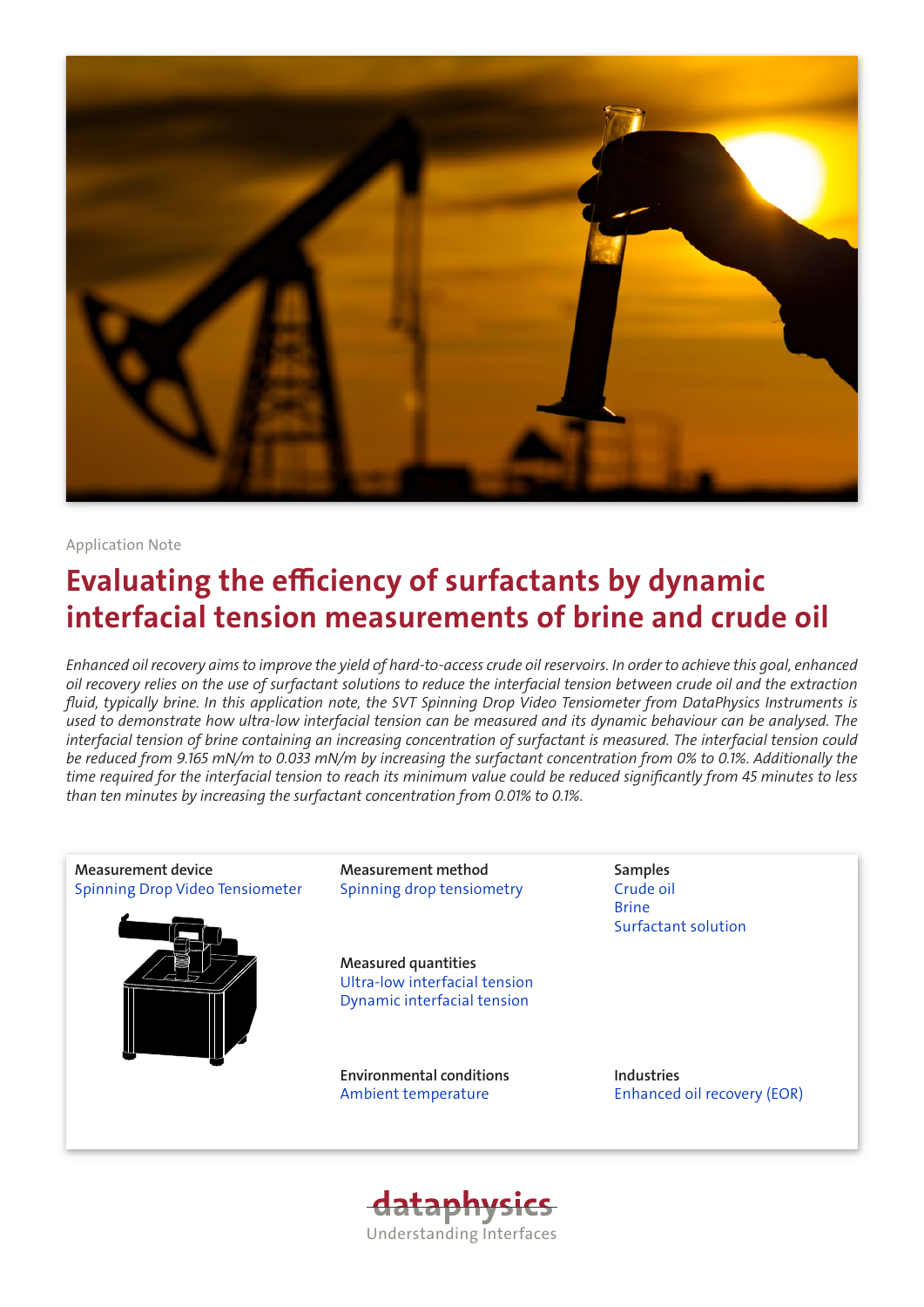Application Note

# Evaluating the efficiency of surfactants by dynamic interfacial tension measurements of brine and crude oil

*Enhanced oil recovery aims to improve the yield of hard-to-access crude oil reservoirs. In order to achieve this goal, enhanced oil recovery relies on the use of surfactant solutions to reduce the interfacial tension between crude oil and the extraction fluid, typically brine. In this application note, the SVT Spinning Drop Video Tensiometer from DataPhysics Instruments is used to demonstrate how ultra-low interfacial tension can be measured and its dynamic behaviour can be analysed. The interfacial tension of brine containing an increasing concentration of surfactant is measured. The interfacial tension could be reduced from 9.165 mN/m to 0.033 mN/m by increasing the surfactant concentration from 0% to 0.1%. Additionally the time required for the interfacial tension to reach its minimum value could be reduced significantly from 45 minutes to less than ten minutes by increasing the surfactant concentration from 0.01% to 0.1%.*

**Measurement device**
Spinning Drop Video Tensiometer

**Measurement method**
Spinning drop tensiometry

**Samples**
Crude oil
Brine
Surfactant solution

**Measured quantities**
Ultra-low interfacial tension
Dynamic interfacial tension

**Environmental conditions**
Ambient temperature

**Industries**
Enhanced oil recovery (EOR)

dataphysics
Understanding Interfaces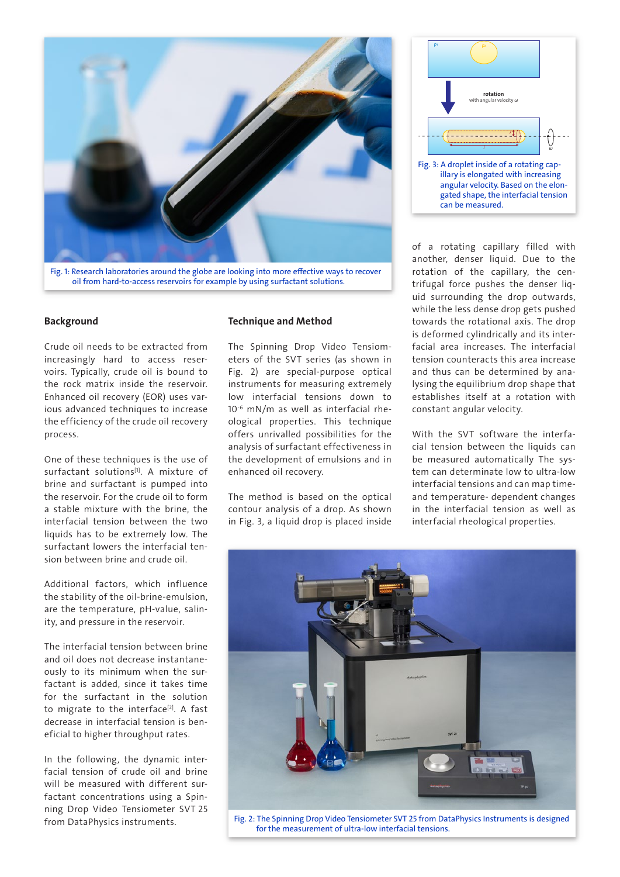Fig. 1: Research laboratories around the globe are looking into more effective ways to recover oil from hard-to-access reservoirs for example by using surfactant solutions.

Fig. 3: A droplet inside of a rotating capillary is elongated with increasing angular velocity. Based on the elongated shape, the interfacial tension can be measured.

## Background

Crude oil needs to be extracted from increasingly hard to access reservoirs. Typically, crude oil is bound to the rock matrix inside the reservoir. Enhanced oil recovery (EOR) uses various advanced techniques to increase the efficiency of the crude oil recovery process.

One of these techniques is the use of surfactant solutions[1]. A mixture of brine and surfactant is pumped into the reservoir. For the crude oil to form a stable mixture with the brine, the interfacial tension between the two liquids has to be extremely low. The surfactant lowers the interfacial tension between brine and crude oil.

Additional factors, which influence the stability of the oil-brine-emulsion, are the temperature, pH-value, salinity, and pressure in the reservoir.

The interfacial tension between brine and oil does not decrease instantaneously to its minimum when the surfactant is added, since it takes time for the surfactant in the solution to migrate to the interface[2]. A fast decrease in interfacial tension is beneficial to higher throughput rates.

In the following, the dynamic interfacial tension of crude oil and brine will be measured with different surfactant concentrations using a Spinning Drop Video Tensiometer SVT 25 from DataPhysics instruments.

## Technique and Method

The Spinning Drop Video Tensiometers of the SVT series (as shown in Fig. 2) are special-purpose optical instruments for measuring extremely low interfacial tensions down to $10^{-6}$ mN/m as well as interfacial rheological properties. This technique offers unrivalled possibilities for the analysis of surfactant effectiveness in the development of emulsions and in enhanced oil recovery.

The method is based on the optical contour analysis of a drop. As shown in Fig. 3, a liquid drop is placed inside of a rotating capillary filled with another, denser liquid. Due to the rotation of the capillary, the centrifugal force pushes the denser liquid surrounding the drop outwards, while the less dense drop gets pushed towards the rotational axis. The drop is deformed cylindrically and its interfacial area increases. The interfacial tension counteracts this area increase and thus can be determined by analysing the equilibrium drop shape that establishes itself at a rotation with constant angular velocity.

With the SVT software the interfacial tension between the liquids can be measured automatically The system can determinate low to ultra-low interfacial tensions and can map time- and temperature- dependent changes in the interfacial tension as well as interfacial rheological properties.

Fig. 2: The Spinning Drop Video Tensiometer SVT 25 from DataPhysics Instruments is designed for the measurement of ultra-low interfacial tensions.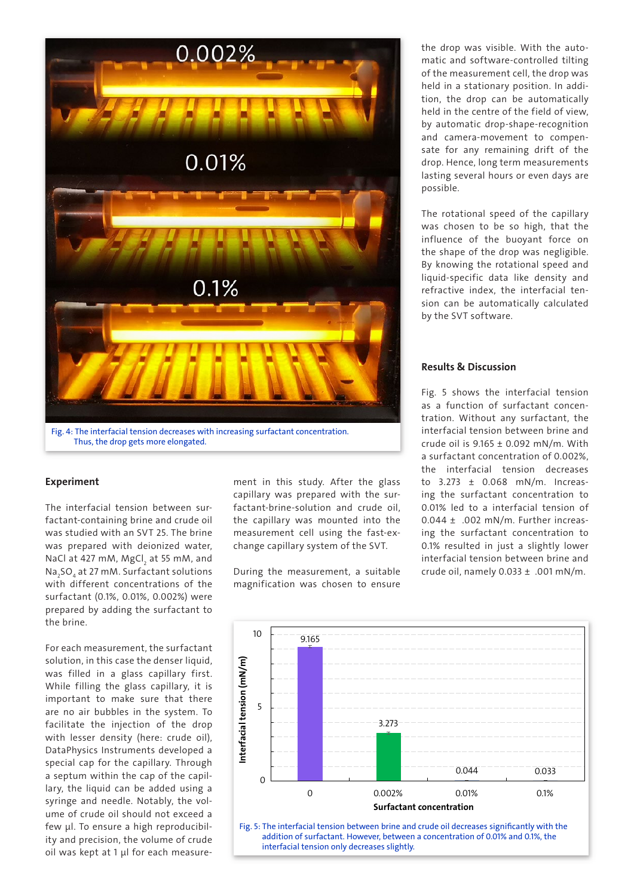Fig. 4: The interfacial tension decreases with increasing surfactant concentration. Thus, the drop gets more elongated.

## Experiment

The interfacial tension between surfactant-containing brine and crude oil was studied with an SVT 25. The brine was prepared with deionized water, NaCl at 427 mM, $MgCl_2$ at 55 mM, and $Na_2SO_4$ at 27 mM. Surfactant solutions with different concentrations of the surfactant (0.1%, 0.01%, 0.002%) were prepared by adding the surfactant to the brine.

For each measurement, the surfactant solution, in this case the denser liquid, was filled in a glass capillary first. While filling the glass capillary, it is important to make sure that there are no air bubbles in the system. To facilitate the injection of the drop with lesser density (here: crude oil), DataPhysics Instruments developed a special cap for the capillary. Through a septum within the cap of the capillary, the liquid can be added using a syringe and needle. Notably, the volume of crude oil should not exceed a few µl. To ensure a high reproducibility and precision, the volume of crude oil was kept at 1 µl for each measurement in this study. After the glass capillary was prepared with the surfactant-brine-solution and crude oil, the capillary was mounted into the measurement cell using the fast-exchange capillary system of the SVT.

During the measurement, a suitable magnification was chosen to ensure the drop was visible. With the automatic and software-controlled tilting of the measurement cell, the drop was held in a stationary position. In addition, the drop can be automatically held in the centre of the field of view, by automatic drop-shape-recognition and camera-movement to compensate for any remaining drift of the drop. Hence, long term measurements lasting several hours or even days are possible.

The rotational speed of the capillary was chosen to be so high, that the influence of the buoyant force on the shape of the drop was negligible. By knowing the rotational speed and liquid-specific data like density and refractive index, the interfacial tension can be automatically calculated by the SVT software.

## Results & Discussion

Fig. 5 shows the interfacial tension as a function of surfactant concentration. Without any surfactant, the interfacial tension between brine and crude oil is 9.165 ± 0.092 mN/m. With a surfactant concentration of 0.002%, the interfacial tension decreases to 3.273 ± 0.068 mN/m. Increasing the surfactant concentration to 0.01% led to a interfacial tension of 0.044 ± .002 mN/m. Further increasing the surfactant concentration to 0.1% resulted in just a slightly lower interfacial tension between brine and crude oil, namely 0.033 ± .001 mN/m.

Fig. 5: The interfacial tension between brine and crude oil decreases significantly with the addition of surfactant. However, between a concentration of 0.01% and 0.1%, the interfacial tension only decreases slightly.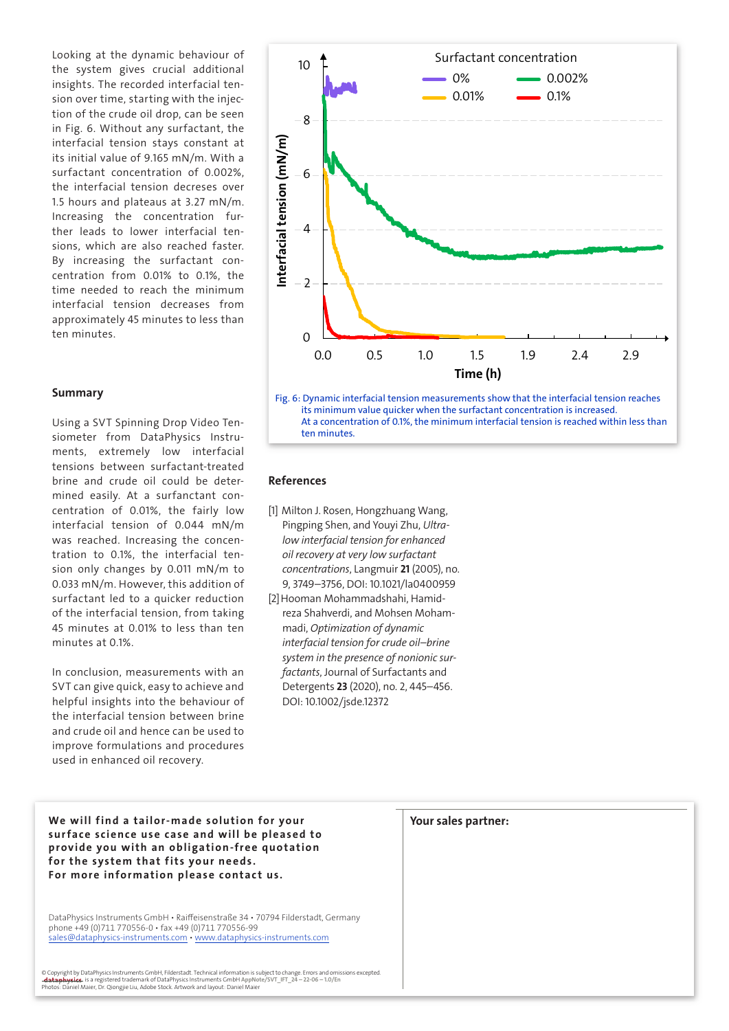Looking at the dynamic behaviour of the system gives crucial additional insights. The recorded interfacial tension over time, starting with the injection of the crude oil drop, can be seen in Fig. 6. Without any surfactant, the interfacial tension stays constant at its initial value of 9.165 mN/m. With a surfactant concentration of 0.002%, the interfacial tension decreses over 1.5 hours and plateaus at 3.27 mN/m. Increasing the concentration further leads to lower interfacial tensions, which are also reached faster. By increasing the surfactant concentration from 0.01% to 0.1%, the time needed to reach the minimum interfacial tension decreases from approximately 45 minutes to less than ten minutes.

Surfactant concentration
0%
0.002%
0.01%
0.1%
Interfacial tension (mN/m)
10
8
6
4
2
0
0.0
0.5
1.0
1.5
1.9
2.4
2.9
Time (h)

Fig. 6: Dynamic interfacial tension measurements show that the interfacial tension reaches its minimum value quicker when the surfactant concentration is increased. At a concentration of 0.1%, the minimum interfacial tension is reached within less than ten minutes.

## Summary

Using a SVT Spinning Drop Video Tensiometer from DataPhysics Instruments, extremely low interfacial tensions between surfactant-treated brine and crude oil could be determined easily. At a surfactant concentration of 0.01%, the fairly low interfacial tension of 0.044 mN/m was reached. Increasing the concentration to 0.1%, the interfacial tension only changes by 0.011 mN/m to 0.033 mN/m. However, this addition of surfactant led to a quicker reduction of the interfacial tension, from taking 45 minutes at 0.01% to less than ten minutes at 0.1%.

In conclusion, measurements with an SVT can give quick, easy to achieve and helpful insights into the behaviour of the interfacial tension between brine and crude oil and hence can be used to improve formulations and procedures used in enhanced oil recovery.

## References

[1] Milton J. Rosen, Hongzhuang Wang, Pingping Shen, and Youyi Zhu, *Ultra-low interfacial tension for enhanced oil recovery at very low surfactant concentrations*, Langmuir **21** (2005), no. 9, 3749–3756, DOI: 10.1021/la0400959

[2] Hooman Mohammadshahi, Hamidreza Shahverdi, and Mohsen Mohammadi, *Optimization of dynamic interfacial tension for crude oil–brine system in the presence of nonionic surfactants*, Journal of Surfactants and Detergents **23** (2020), no. 2, 445–456. DOI: 10.1002/jsde.12372

**We will find a tailor-made solution for your surface science use case and will be pleased to provide you with an obligation-free quotation for the system that fits your needs. For more information please contact us.**

DataPhysics Instruments GmbH • Raiffeisenstraße 34 • 70794 Filderstadt, Germany
phone +49 (0)711 770556-0 • fax +49 (0)711 770556-99
sales@dataphysics-instruments.com • www.dataphysics-instruments.com

**Your sales partner:**

© Copyright by DataPhysics Instruments GmbH, Filderstadt. Technical information is subject to change. Errors and omissions excepted.
dataphysics is a registered trademark of DataPhysics Instruments GmbH AppNote/SVT_IFT_24 – 22-06 – 1.0/En
Photos: Daniel Maier, Dr. Qiongjie Liu, Adobe Stock. Artwork and layout: Daniel Maier